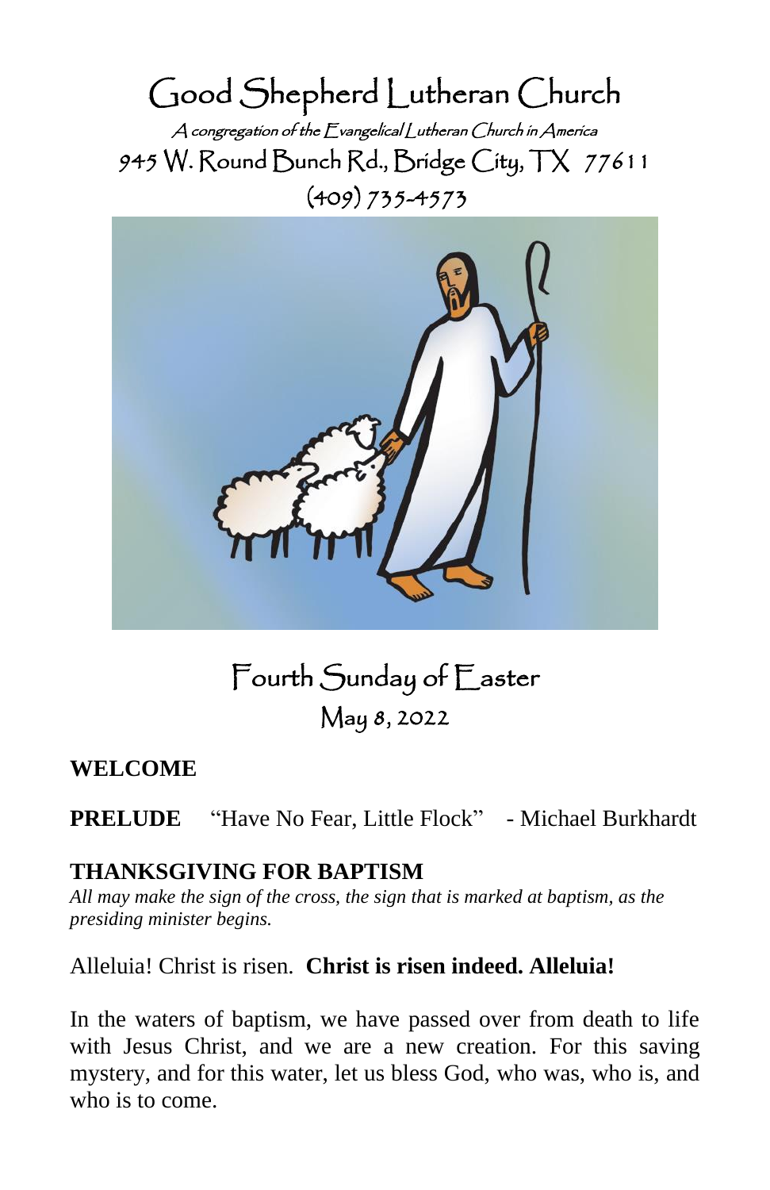# Good Shepherd Lutheran Church

*A congregation of the Evangelical Lutheran Church in America*

945 W. Round Bunch Rd., Bridge City, TX 77611

(409) 735-4573

## Fourth Sunday of Easter

May 8, 2022

**WELCOME**

**PRELUDE** "Have No Fear, Little Flock" - Michael Burkhardt

**THANKSGIVING FOR BAPTISM**

*All may make the sign of the cross, the sign that is marked at baptism, as the presiding minister begins.*

Alleluia! Christ is risen. **Christ is risen indeed. Alleluia!**

In the waters of baptism, we have passed over from death to life with Jesus Christ, and we are a new creation. For this saving mystery, and for this water, let us bless God, who was, who is, and who is to come.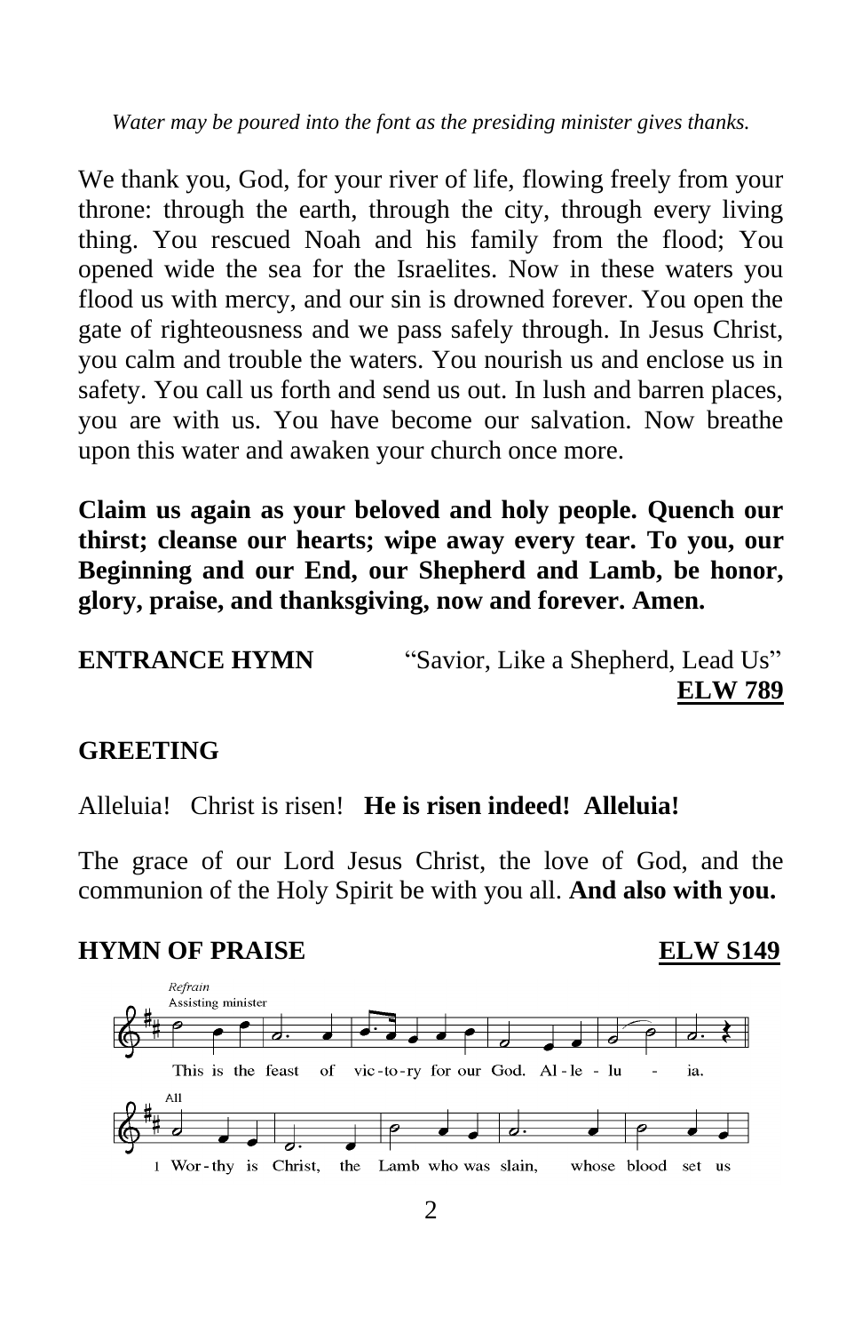*Water may be poured into the font as the presiding minister gives thanks.*

We thank you, God, for your river of life, flowing freely from your throne: through the earth, through the city, through every living thing. You rescued Noah and his family from the flood; You opened wide the sea for the Israelites. Now in these waters you flood us with mercy, and our sin is drowned forever. You open the gate of righteousness and we pass safely through. In Jesus Christ, you calm and trouble the waters. You nourish us and enclose us in safety. You call us forth and send us out. In lush and barren places, you are with us. You have become our salvation. Now breathe upon this water and awaken your church once more.

**Claim us again as your beloved and holy people. Quench our thirst; cleanse our hearts; wipe away every tear. To you, our Beginning and our End, our Shepherd and Lamb, be honor, glory, praise, and thanksgiving, now and forever. Amen.**

**ENTRANCE HYMN** "Savior, Like a Shepherd, Lead Us" **ELW 789**

**GREETING**

Alleluia! Christ is risen! **He is risen indeed! Alleluia!**

The grace of our Lord Jesus Christ, the love of God, and the communion of the Holy Spirit be with you all. **And also with you.**

**HYMN OF PRAISE** **ELW S149**

*Refrain*
Assisting minister

This is the feast of vic-to-ry for our God. Al-le-lu-ia.

All

1 Wor-thy is Christ, the Lamb who was slain, whose blood set us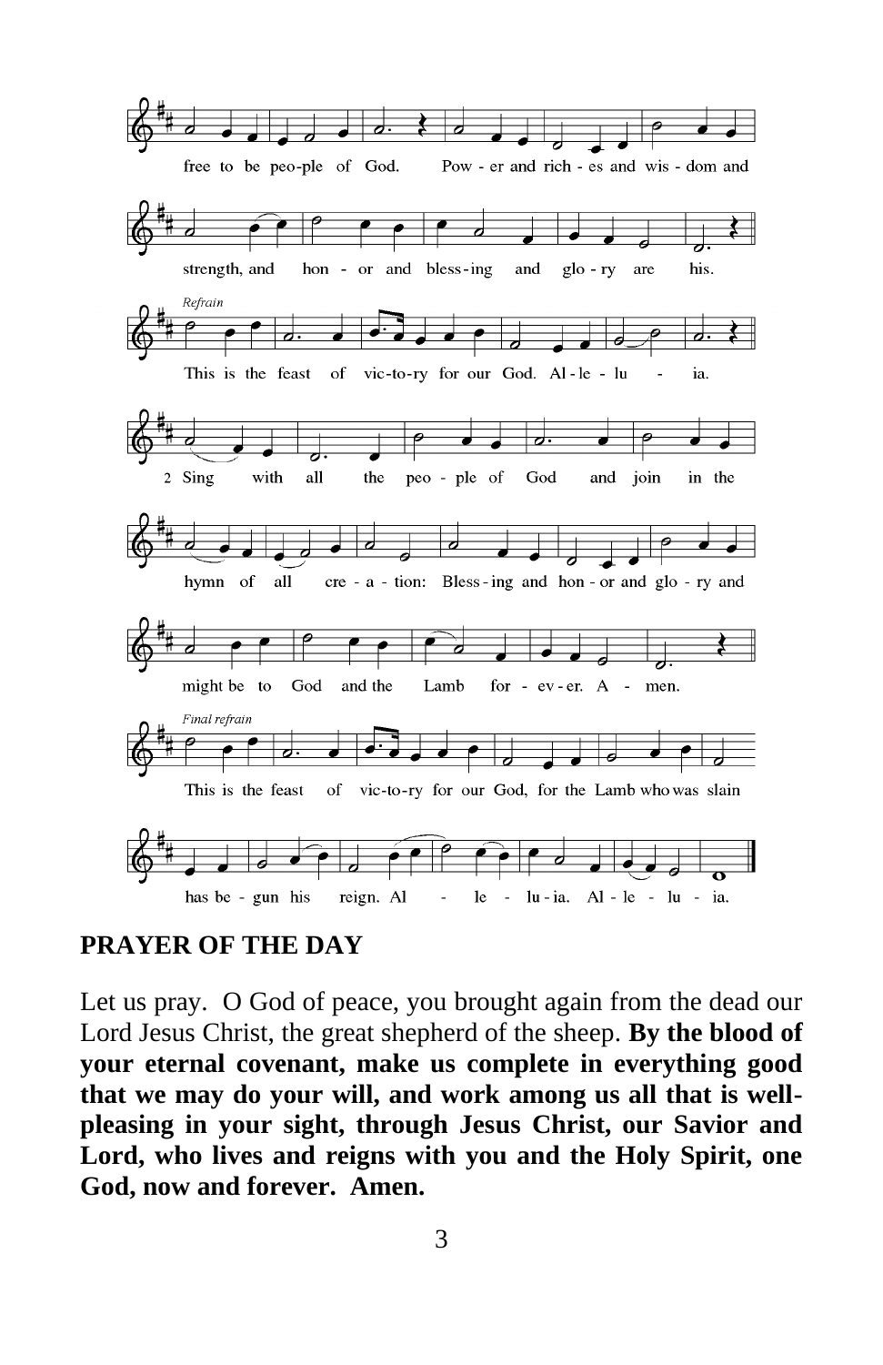free to be peo-ple of God. Pow - er and rich - es and wis - dom and

strength, and hon - or and bless-ing and glo - ry are his.

*Refrain*

This is the feast of vic-to-ry for our God. Al - le - lu - ia.

2 Sing with all the peo - ple of God and join in the

hymn of all cre - a - tion: Bless - ing and hon - or and glo - ry and

might be to God and the Lamb for - ev - er. A - men.

*Final refrain*

This is the feast of vic-to-ry for our God, for the Lamb who was slain

has be - gun his reign. Al - le - lu - ia. Al - le - lu - ia.

**PRAYER OF THE DAY**

Let us pray. O God of peace, you brought again from the dead our Lord Jesus Christ, the great shepherd of the sheep. **By the blood of your eternal covenant, make us complete in everything good that we may do your will, and work among us all that is well-pleasing in your sight, through Jesus Christ, our Savior and Lord, who lives and reigns with you and the Holy Spirit, one God, now and forever. Amen.**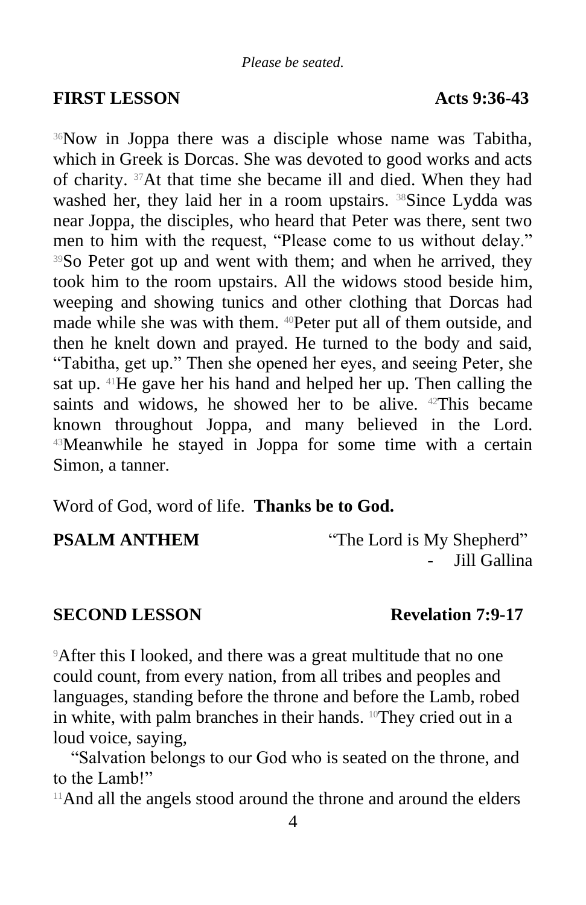*Please be seated.*

**FIRST LESSON** **Acts 9:36-43**

[36]Now in Joppa there was a disciple whose name was Tabitha, which in Greek is Dorcas. She was devoted to good works and acts of charity. [37]At that time she became ill and died. When they had washed her, they laid her in a room upstairs. [38]Since Lydda was near Joppa, the disciples, who heard that Peter was there, sent two men to him with the request, "Please come to us without delay." [39]So Peter got up and went with them; and when he arrived, they took him to the room upstairs. All the widows stood beside him, weeping and showing tunics and other clothing that Dorcas had made while she was with them. [40]Peter put all of them outside, and then he knelt down and prayed. He turned to the body and said, "Tabitha, get up." Then she opened her eyes, and seeing Peter, she sat up. [41]He gave her his hand and helped her up. Then calling the saints and widows, he showed her to be alive. [42]This became known throughout Joppa, and many believed in the Lord. [43]Meanwhile he stayed in Joppa for some time with a certain Simon, a tanner.

Word of God, word of life. **Thanks be to God.**

**PSALM ANTHEM** "The Lord is My Shepherd"
- Jill Gallina

**SECOND LESSON** **Revelation 7:9-17**

[9]After this I looked, and there was a great multitude that no one could count, from every nation, from all tribes and peoples and languages, standing before the throne and before the Lamb, robed in white, with palm branches in their hands. [10]They cried out in a loud voice, saying,

"Salvation belongs to our God who is seated on the throne, and to the Lamb!"

[11]And all the angels stood around the throne and around the elders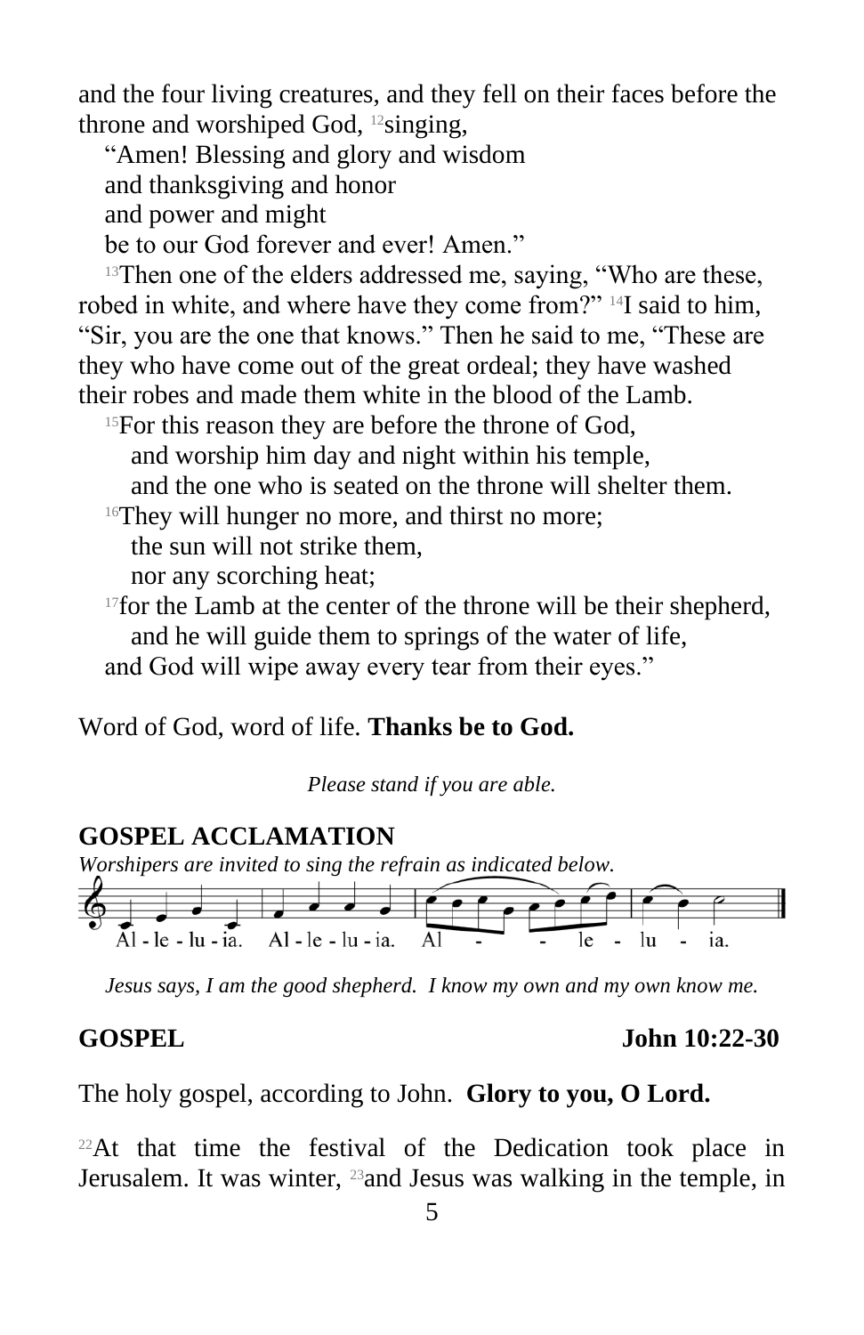and the four living creatures, and they fell on their faces before the throne and worshiped God, [12]singing,

"Amen! Blessing and glory and wisdom
and thanksgiving and honor
and power and might
be to our God forever and ever! Amen."

[13]Then one of the elders addressed me, saying, "Who are these, robed in white, and where have they come from?" [14]I said to him, "Sir, you are the one that knows." Then he said to me, "These are they who have come out of the great ordeal; they have washed their robes and made them white in the blood of the Lamb.

[15]For this reason they are before the throne of God,
and worship him day and night within his temple,
and the one who is seated on the throne will shelter them.
[16]They will hunger no more, and thirst no more;
the sun will not strike them,
nor any scorching heat;
[17]for the Lamb at the center of the throne will be their shepherd,
and he will guide them to springs of the water of life,
and God will wipe away every tear from their eyes."

Word of God, word of life. **Thanks be to God.**

*Please stand if you are able.*

## GOSPEL ACCLAMATION

*Worshipers are invited to sing the refrain as indicated below.*

Al - le - lu - ia. Al - le - lu - ia. Al - - le - lu - ia.

*Jesus says, I am the good shepherd. I know my own and my own know me.*

## GOSPEL John 10:22-30

The holy gospel, according to John. **Glory to you, O Lord.**

[22]At that time the festival of the Dedication took place in Jerusalem. It was winter, [23]and Jesus was walking in the temple, in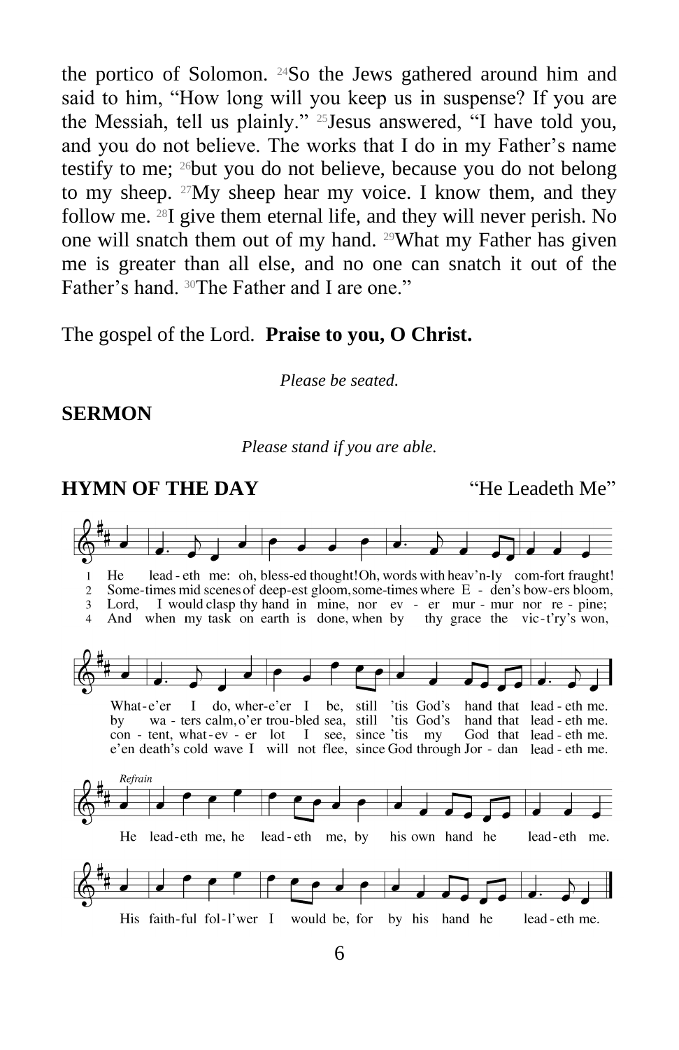the portico of Solomon. [24]So the Jews gathered around him and said to him, "How long will you keep us in suspense? If you are the Messiah, tell us plainly." [25]Jesus answered, "I have told you, and you do not believe. The works that I do in my Father's name testify to me; [26]but you do not believe, because you do not belong to my sheep. [27]My sheep hear my voice. I know them, and they follow me. [28]I give them eternal life, and they will never perish. No one will snatch them out of my hand. [29]What my Father has given me is greater than all else, and no one can snatch it out of the Father's hand. [30]The Father and I are one."

The gospel of the Lord. **Praise to you, O Christ.**

*Please be seated.*

**SERMON**

*Please stand if you are able.*

**HYMN OF THE DAY** "He Leadeth Me"

1 He lead - eth me: oh, bless-ed thought! Oh, words with heav'n-ly com-fort fraught! What-e'er I do, wher-e'er I be, still 'tis God's hand that lead - eth me.

2 Some-times mid scenes of deep-est gloom, some-times where E - den's bow-ers bloom, by wa - ters calm, o'er trou-bled sea, still 'tis God's hand that lead - eth me.

3 Lord, I would clasp thy hand in mine, nor ev - er mur - mur nor re - pine; con - tent, what-ev - er lot I see, since 'tis my God that lead - eth me.

4 And when my task on earth is done, when by thy grace the vic-t'ry's won, e'en death's cold wave I will not flee, since God through Jor - dan lead - eth me.

*Refrain*

He lead-eth me, he lead - eth me, by his own hand he lead-eth me.
His faith-ful fol-l'wer I would be, for by his hand he lead - eth me.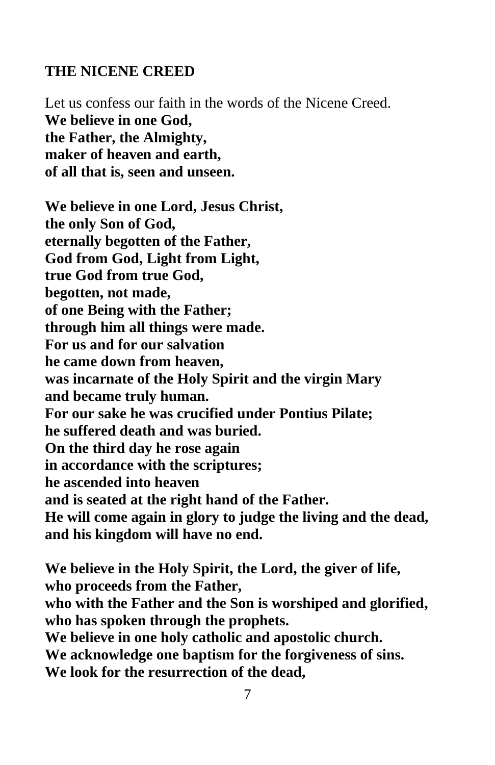## THE NICENE CREED

Let us confess our faith in the words of the Nicene Creed.
**We believe in one God,**
**the Father, the Almighty,**
**maker of heaven and earth,**
**of all that is, seen and unseen.**

**We believe in one Lord, Jesus Christ,**
**the only Son of God,**
**eternally begotten of the Father,**
**God from God, Light from Light,**
**true God from true God,**
**begotten, not made,**
**of one Being with the Father;**
**through him all things were made.**
**For us and for our salvation**
**he came down from heaven,**
**was incarnate of the Holy Spirit and the virgin Mary**
**and became truly human.**
**For our sake he was crucified under Pontius Pilate;**
**he suffered death and was buried.**
**On the third day he rose again**
**in accordance with the scriptures;**
**he ascended into heaven**
**and is seated at the right hand of the Father.**
**He will come again in glory to judge the living and the dead,**
**and his kingdom will have no end.**

**We believe in the Holy Spirit, the Lord, the giver of life,**
**who proceeds from the Father,**
**who with the Father and the Son is worshiped and glorified,**
**who has spoken through the prophets.**
**We believe in one holy catholic and apostolic church.**
**We acknowledge one baptism for the forgiveness of sins.**
**We look for the resurrection of the dead,**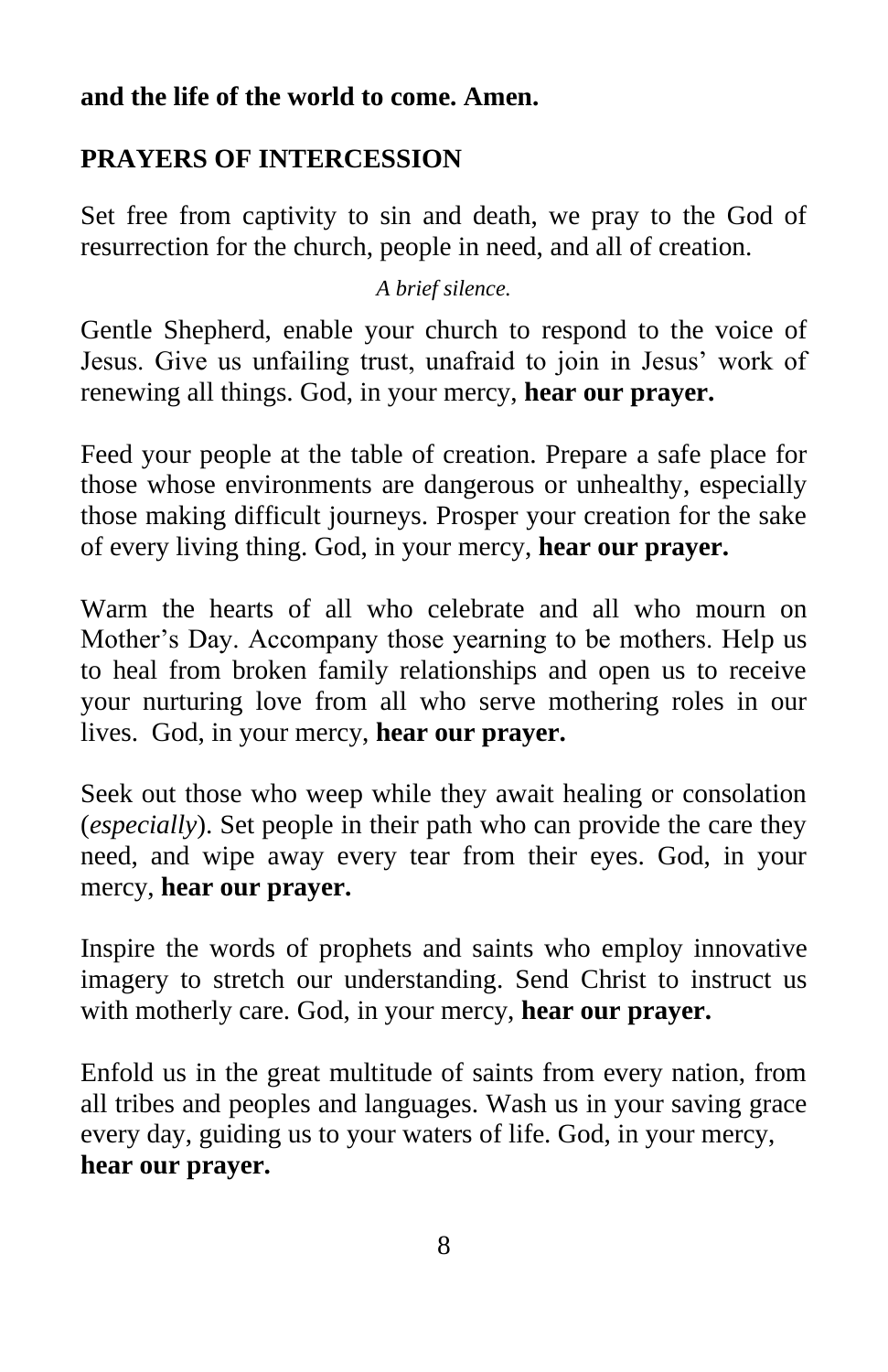**and the life of the world to come. Amen.**

## PRAYERS OF INTERCESSION

Set free from captivity to sin and death, we pray to the God of resurrection for the church, people in need, and all of creation.

*A brief silence.*

Gentle Shepherd, enable your church to respond to the voice of Jesus. Give us unfailing trust, unafraid to join in Jesus' work of renewing all things. God, in your mercy, **hear our prayer.**

Feed your people at the table of creation. Prepare a safe place for those whose environments are dangerous or unhealthy, especially those making difficult journeys. Prosper your creation for the sake of every living thing. God, in your mercy, **hear our prayer.**

Warm the hearts of all who celebrate and all who mourn on Mother's Day. Accompany those yearning to be mothers. Help us to heal from broken family relationships and open us to receive your nurturing love from all who serve mothering roles in our lives. God, in your mercy, **hear our prayer.**

Seek out those who weep while they await healing or consolation (*especially*). Set people in their path who can provide the care they need, and wipe away every tear from their eyes. God, in your mercy, **hear our prayer.**

Inspire the words of prophets and saints who employ innovative imagery to stretch our understanding. Send Christ to instruct us with motherly care. God, in your mercy, **hear our prayer.**

Enfold us in the great multitude of saints from every nation, from all tribes and peoples and languages. Wash us in your saving grace every day, guiding us to your waters of life. God, in your mercy, **hear our prayer.**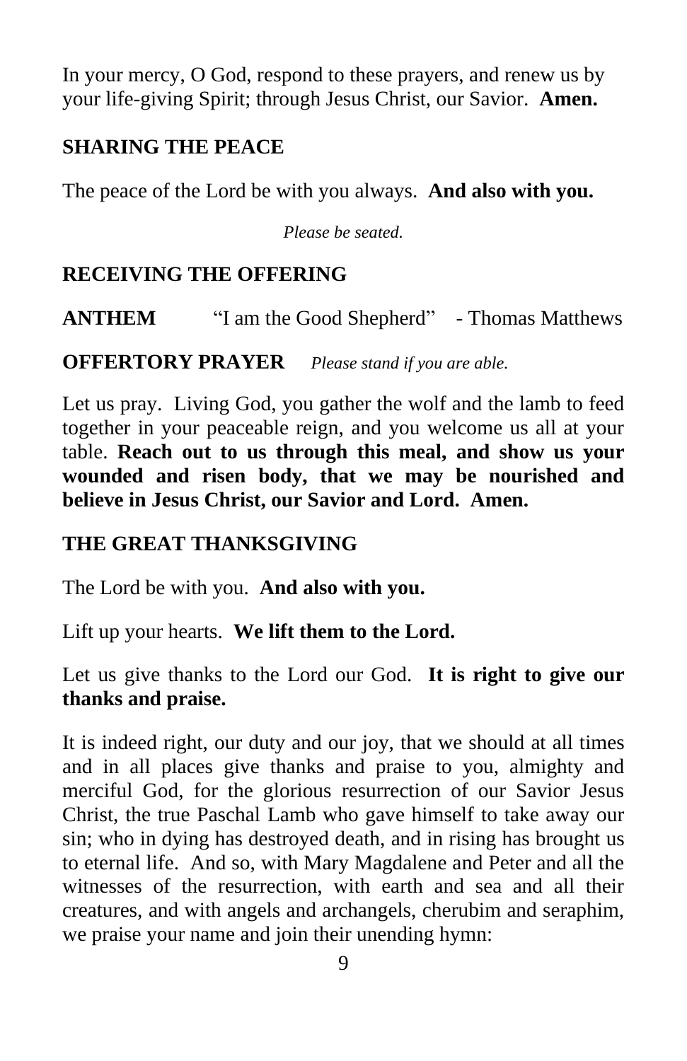In your mercy, O God, respond to these prayers, and renew us by your life-giving Spirit; through Jesus Christ, our Savior. **Amen.**

## SHARING THE PEACE

The peace of the Lord be with you always. **And also with you.**

*Please be seated.*

## RECEIVING THE OFFERING

**ANTHEM** "I am the Good Shepherd" - Thomas Matthews

**OFFERTORY PRAYER** *Please stand if you are able.*

Let us pray. Living God, you gather the wolf and the lamb to feed together in your peaceable reign, and you welcome us all at your table. **Reach out to us through this meal, and show us your wounded and risen body, that we may be nourished and believe in Jesus Christ, our Savior and Lord. Amen.**

## THE GREAT THANKSGIVING

The Lord be with you. **And also with you.**

Lift up your hearts. **We lift them to the Lord.**

Let us give thanks to the Lord our God. **It is right to give our thanks and praise.**

It is indeed right, our duty and our joy, that we should at all times and in all places give thanks and praise to you, almighty and merciful God, for the glorious resurrection of our Savior Jesus Christ, the true Paschal Lamb who gave himself to take away our sin; who in dying has destroyed death, and in rising has brought us to eternal life. And so, with Mary Magdalene and Peter and all the witnesses of the resurrection, with earth and sea and all their creatures, and with angels and archangels, cherubim and seraphim, we praise your name and join their unending hymn: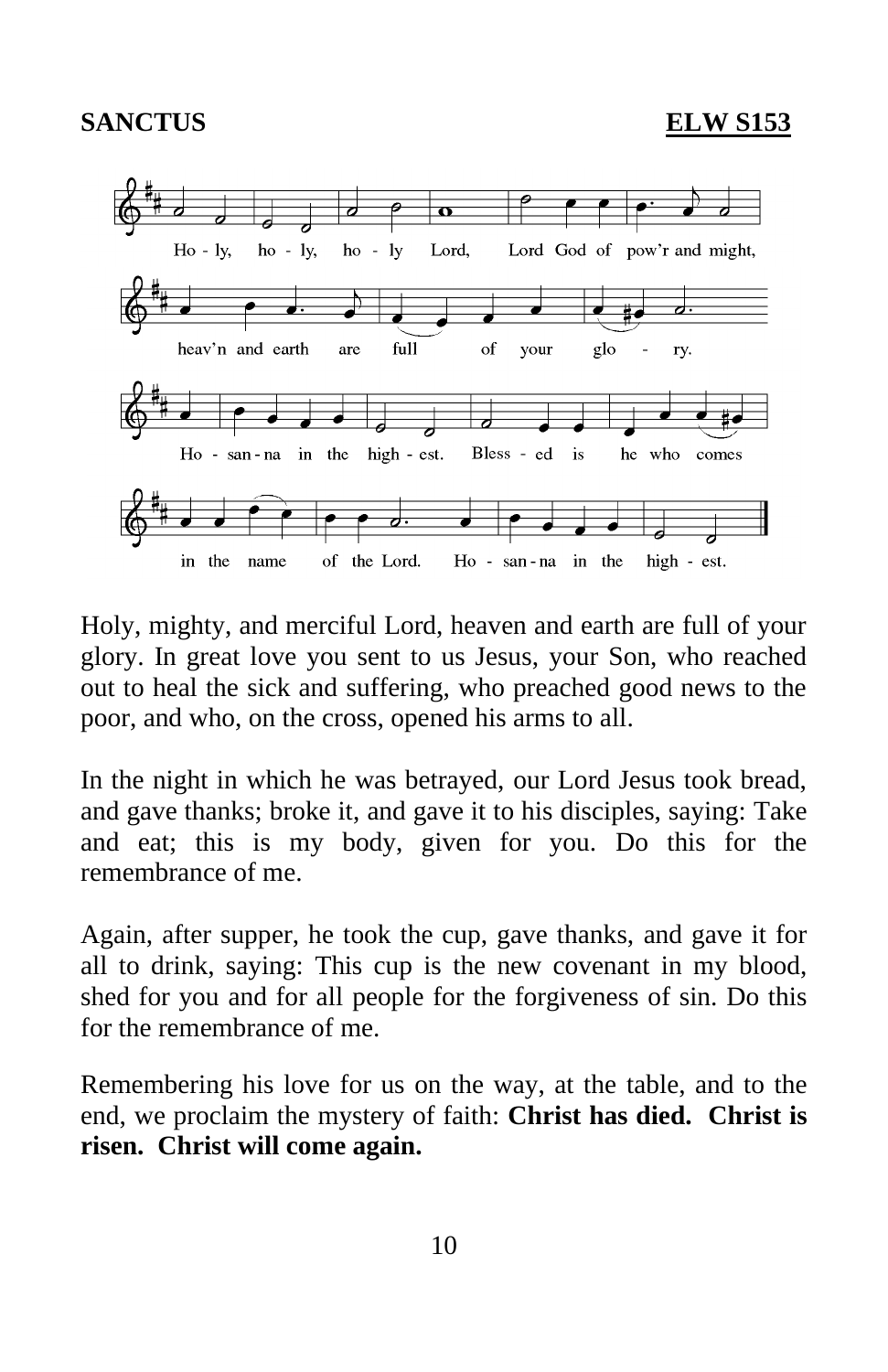**SANCTUS** **ELW S153**

Ho - ly, ho - ly, ho - ly Lord, Lord God of pow'r and might,
heav'n and earth are full of your glo - ry.
Ho - san - na in the high - est. Bless - ed is he who comes
in the name of the Lord. Ho - san - na in the high - est.

Holy, mighty, and merciful Lord, heaven and earth are full of your glory. In great love you sent to us Jesus, your Son, who reached out to heal the sick and suffering, who preached good news to the poor, and who, on the cross, opened his arms to all.

In the night in which he was betrayed, our Lord Jesus took bread, and gave thanks; broke it, and gave it to his disciples, saying: Take and eat; this is my body, given for you. Do this for the remembrance of me.

Again, after supper, he took the cup, gave thanks, and gave it for all to drink, saying: This cup is the new covenant in my blood, shed for you and for all people for the forgiveness of sin. Do this for the remembrance of me.

Remembering his love for us on the way, at the table, and to the end, we proclaim the mystery of faith: **Christ has died. Christ is risen. Christ will come again.**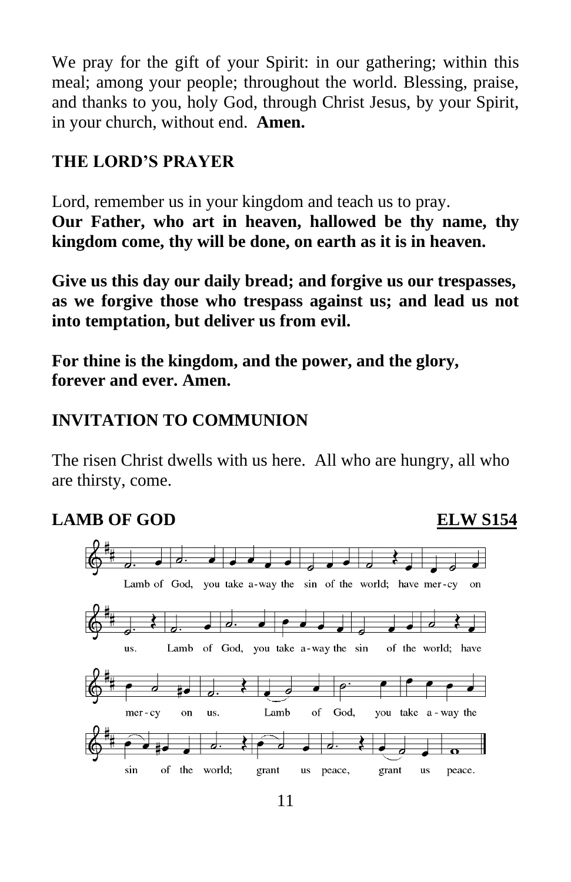We pray for the gift of your Spirit: in our gathering; within this meal; among your people; throughout the world. Blessing, praise, and thanks to you, holy God, through Christ Jesus, by your Spirit, in your church, without end. **Amen.**

## THE LORD'S PRAYER

Lord, remember us in your kingdom and teach us to pray.
**Our Father, who art in heaven, hallowed be thy name, thy kingdom come, thy will be done, on earth as it is in heaven.**

**Give us this day our daily bread; and forgive us our trespasses, as we forgive those who trespass against us; and lead us not into temptation, but deliver us from evil.**

**For thine is the kingdom, and the power, and the glory, forever and ever. Amen.**

## INVITATION TO COMMUNION

The risen Christ dwells with us here. All who are hungry, all who are thirsty, come.

## LAMB OF GOD — ELW S154

Lamb of God, you take away the sin of the world; have mercy on us. Lamb of God, you take away the sin of the world; have mercy on us. Lamb of God, you take away the sin of the world; grant us peace, grant us peace.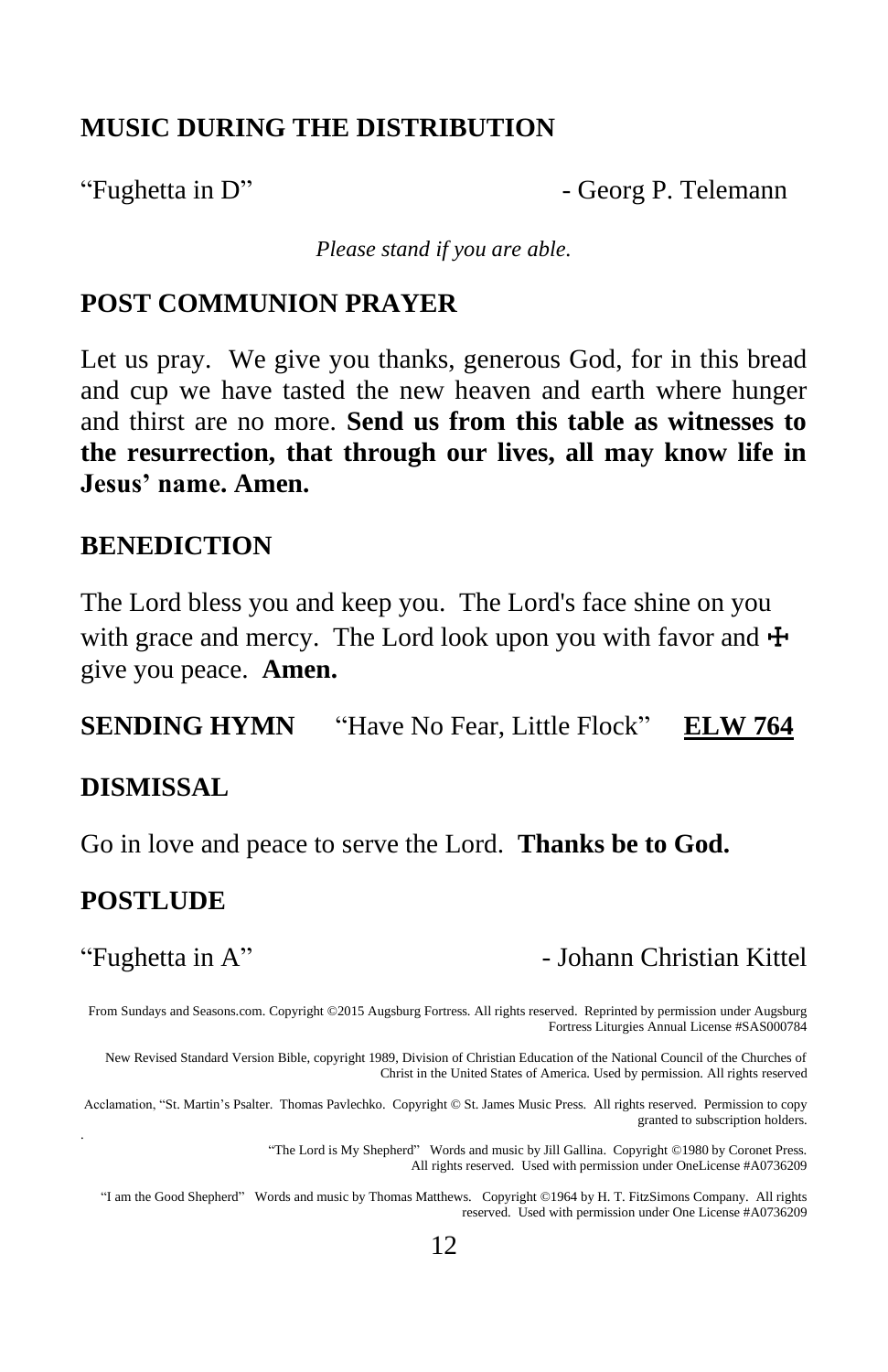## MUSIC DURING THE DISTRIBUTION

"Fughetta in D" - Georg P. Telemann

*Please stand if you are able.*

## POST COMMUNION PRAYER

Let us pray. We give you thanks, generous God, for in this bread and cup we have tasted the new heaven and earth where hunger and thirst are no more. **Send us from this table as witnesses to the resurrection, that through our lives, all may know life in Jesus' name. Amen.**

## BENEDICTION

The Lord bless you and keep you. The Lord's face shine on you with grace and mercy. The Lord look upon you with favor and ☩ give you peace. **Amen.**

**SENDING HYMN** "Have No Fear, Little Flock" **ELW 764**

## DISMISSAL

Go in love and peace to serve the Lord. **Thanks be to God.**

## POSTLUDE

"Fughetta in A" - Johann Christian Kittel

From Sundays and Seasons.com. Copyright ©2015 Augsburg Fortress. All rights reserved. Reprinted by permission under Augsburg Fortress Liturgies Annual License #SAS000784

New Revised Standard Version Bible, copyright 1989, Division of Christian Education of the National Council of the Churches of Christ in the United States of America. Used by permission. All rights reserved

Acclamation, "St. Martin's Psalter. Thomas Pavlechko. Copyright © St. James Music Press. All rights reserved. Permission to copy granted to subscription holders.

"The Lord is My Shepherd" Words and music by Jill Gallina. Copyright ©1980 by Coronet Press. All rights reserved. Used with permission under OneLicense #A0736209

"I am the Good Shepherd" Words and music by Thomas Matthews. Copyright ©1964 by H. T. FitzSimons Company. All rights reserved. Used with permission under One License #A0736209